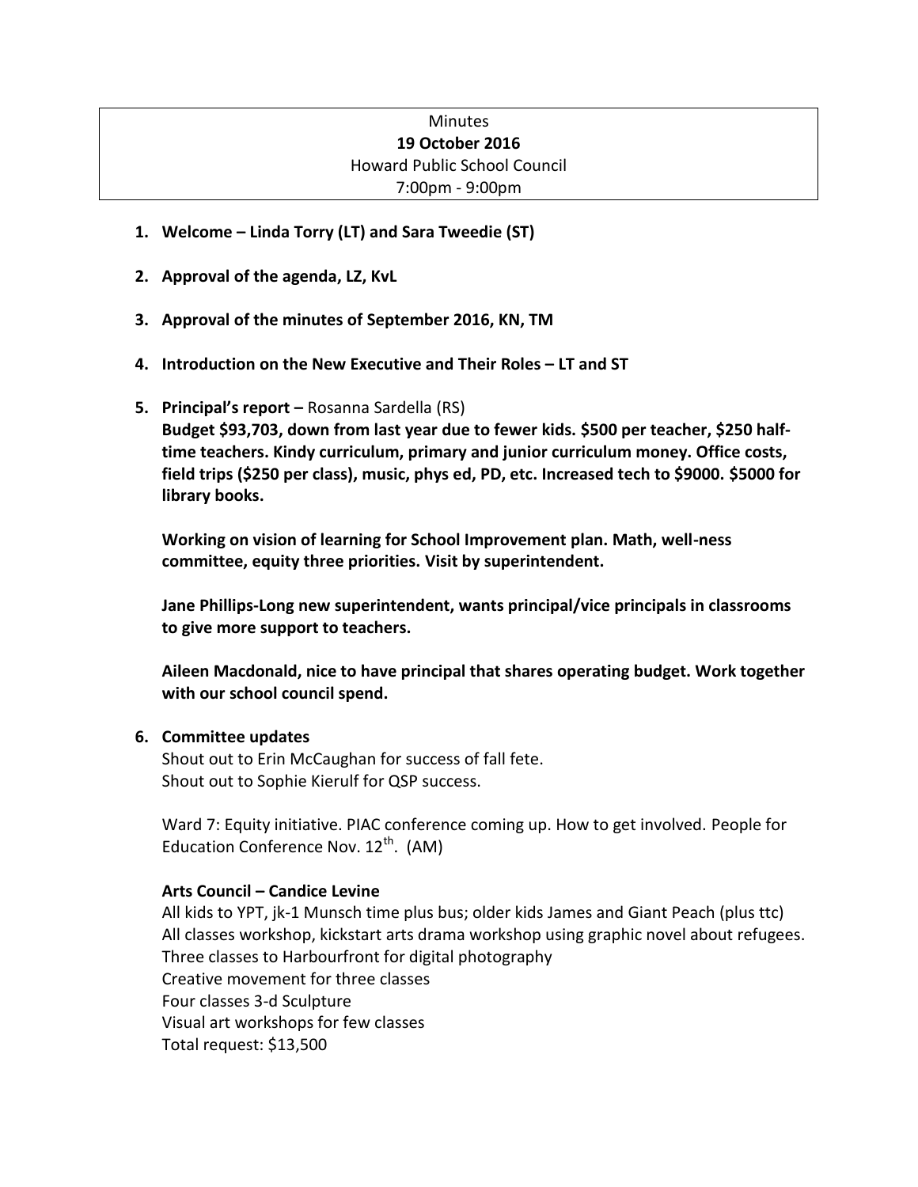Minutes
**19 October 2016**
Howard Public School Council
7:00pm - 9:00pm

1. **Welcome – Linda Torry (LT) and Sara Tweedie (ST)**

2. **Approval of the agenda, LZ, KvL**

3. **Approval of the minutes of September 2016, KN, TM**

4. **Introduction on the New Executive and Their Roles – LT and ST**

5. **Principal's report –** Rosanna Sardella (RS)

   **Budget $93,703, down from last year due to fewer kids. $500 per teacher, $250 half-time teachers. Kindy curriculum, primary and junior curriculum money. Office costs, field trips ($250 per class), music, phys ed, PD, etc. Increased tech to $9000. $5000 for library books.**

   **Working on vision of learning for School Improvement plan. Math, well-ness committee, equity three priorities. Visit by superintendent.**

   **Jane Phillips-Long new superintendent, wants principal/vice principals in classrooms to give more support to teachers.**

   **Aileen Macdonald, nice to have principal that shares operating budget. Work together with our school council spend.**

6. **Committee updates**

   Shout out to Erin McCaughan for success of fall fete.
   Shout out to Sophie Kierulf for QSP success.

   Ward 7: Equity initiative. PIAC conference coming up. How to get involved. People for Education Conference Nov. 12th. (AM)

   **Arts Council – Candice Levine**

   All kids to YPT, jk-1 Munsch time plus bus; older kids James and Giant Peach (plus ttc)
   All classes workshop, kickstart arts drama workshop using graphic novel about refugees.
   Three classes to Harbourfront for digital photography
   Creative movement for three classes
   Four classes 3-d Sculpture
   Visual art workshops for few classes
   Total request: $13,500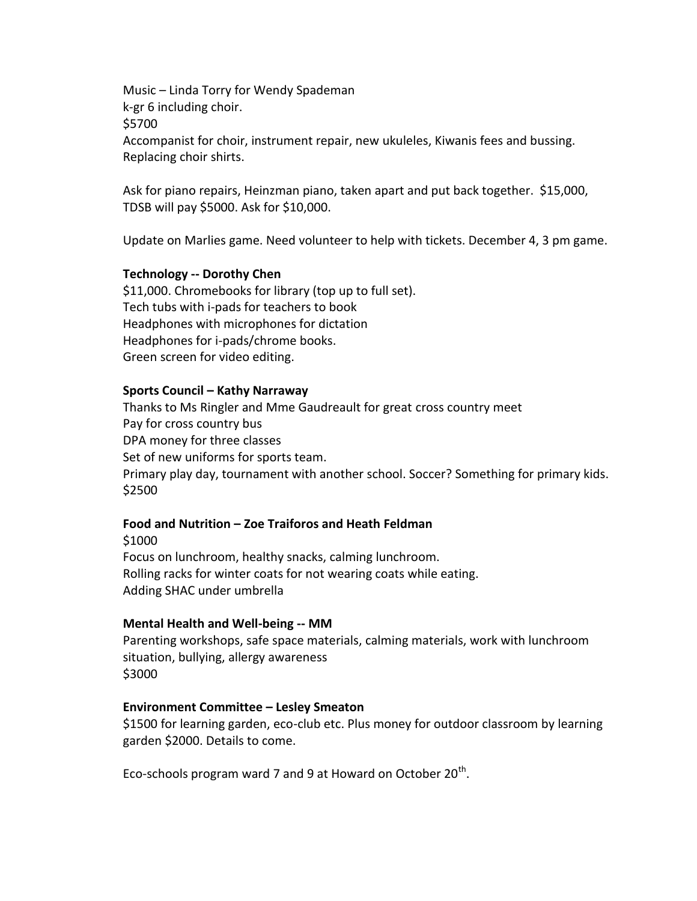Music – Linda Torry for Wendy Spademan
k-gr 6 including choir.
$5700
Accompanist for choir, instrument repair, new ukuleles, Kiwanis fees and bussing.
Replacing choir shirts.

Ask for piano repairs, Heinzman piano, taken apart and put back together. $15,000, TDSB will pay $5000. Ask for $10,000.

Update on Marlies game. Need volunteer to help with tickets. December 4, 3 pm game.

**Technology -- Dorothy Chen**
$11,000. Chromebooks for library (top up to full set).
Tech tubs with i-pads for teachers to book
Headphones with microphones for dictation
Headphones for i-pads/chrome books.
Green screen for video editing.

**Sports Council – Kathy Narraway**
Thanks to Ms Ringler and Mme Gaudreault for great cross country meet
Pay for cross country bus
DPA money for three classes
Set of new uniforms for sports team.
Primary play day, tournament with another school. Soccer? Something for primary kids.
$2500

**Food and Nutrition – Zoe Traiforos and Heath Feldman**
$1000
Focus on lunchroom, healthy snacks, calming lunchroom.
Rolling racks for winter coats for not wearing coats while eating.
Adding SHAC under umbrella

**Mental Health and Well-being -- MM**
Parenting workshops, safe space materials, calming materials, work with lunchroom situation, bullying, allergy awareness
$3000

**Environment Committee – Lesley Smeaton**
$1500 for learning garden, eco-club etc. Plus money for outdoor classroom by learning garden $2000. Details to come.

Eco-schools program ward 7 and 9 at Howard on October 20th.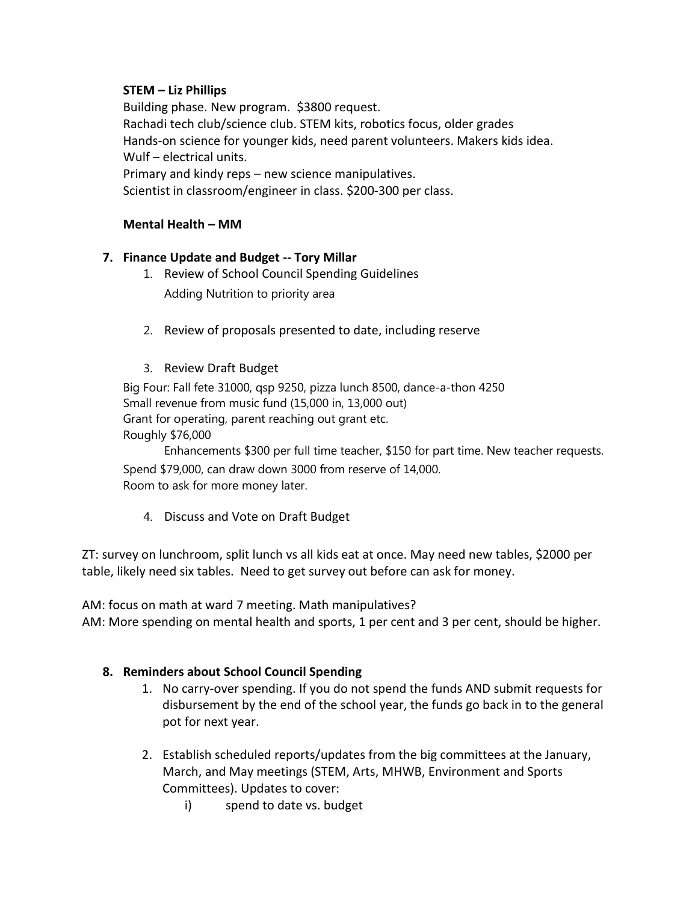**STEM – Liz Phillips**

Building phase. New program. $3800 request.
Rachadi tech club/science club. STEM kits, robotics focus, older grades
Hands-on science for younger kids, need parent volunteers. Makers kids idea.
Wulf – electrical units.
Primary and kindy reps – new science manipulatives.
Scientist in classroom/engineer in class. $200-300 per class.

**Mental Health – MM**

7. **Finance Update and Budget -- Tory Millar**
    1. Review of School Council Spending Guidelines
       Adding Nutrition to priority area
    2. Review of proposals presented to date, including reserve
    3. Review Draft Budget

       Big Four: Fall fete 31000, qsp 9250, pizza lunch 8500, dance-a-thon 4250
       Small revenue from music fund (15,000 in, 13,000 out)
       Grant for operating, parent reaching out grant etc.
       Roughly $76,000
       Enhancements $300 per full time teacher, $150 for part time. New teacher requests.
       Spend $79,000, can draw down 3000 from reserve of 14,000.
       Room to ask for more money later.
    4. Discuss and Vote on Draft Budget

ZT: survey on lunchroom, split lunch vs all kids eat at once. May need new tables, $2000 per table, likely need six tables. Need to get survey out before can ask for money.

AM: focus on math at ward 7 meeting. Math manipulatives?
AM: More spending on mental health and sports, 1 per cent and 3 per cent, should be higher.

8. **Reminders about School Council Spending**
    1. No carry-over spending. If you do not spend the funds AND submit requests for disbursement by the end of the school year, the funds go back in to the general pot for next year.
    2. Establish scheduled reports/updates from the big committees at the January, March, and May meetings (STEM, Arts, MHWB, Environment and Sports Committees). Updates to cover:
        i) spend to date vs. budget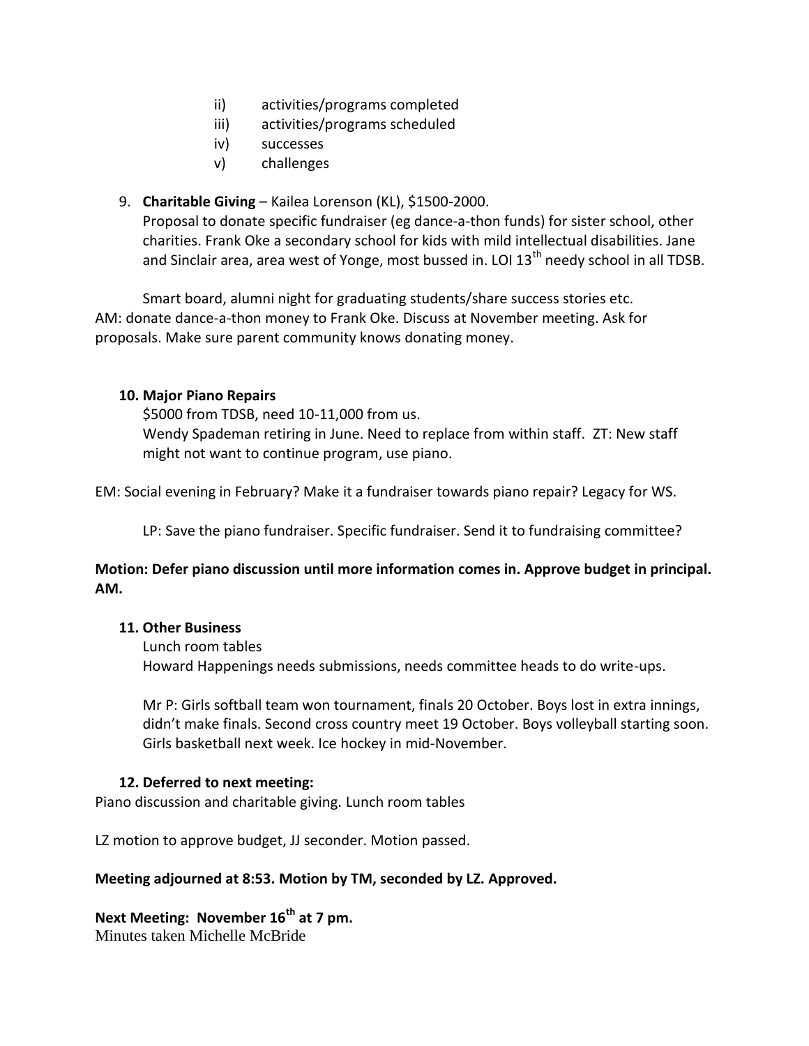ii) activities/programs completed
iii) activities/programs scheduled
iv) successes
v) challenges

9. **Charitable Giving** – Kailea Lorenson (KL), $1500-2000.
   Proposal to donate specific fundraiser (eg dance-a-thon funds) for sister school, other charities. Frank Oke a secondary school for kids with mild intellectual disabilities. Jane and Sinclair area, area west of Yonge, most bussed in. LOI 13th needy school in all TDSB.

   Smart board, alumni night for graduating students/share success stories etc.

AM: donate dance-a-thon money to Frank Oke. Discuss at November meeting. Ask for proposals. Make sure parent community knows donating money.

**10. Major Piano Repairs**

$5000 from TDSB, need 10-11,000 from us.
Wendy Spademan retiring in June. Need to replace from within staff. ZT: New staff might not want to continue program, use piano.

EM: Social evening in February? Make it a fundraiser towards piano repair? Legacy for WS.

LP: Save the piano fundraiser. Specific fundraiser. Send it to fundraising committee?

**Motion: Defer piano discussion until more information comes in. Approve budget in principal. AM.**

**11. Other Business**

Lunch room tables
Howard Happenings needs submissions, needs committee heads to do write-ups.

Mr P: Girls softball team won tournament, finals 20 October. Boys lost in extra innings, didn't make finals. Second cross country meet 19 October. Boys volleyball starting soon. Girls basketball next week. Ice hockey in mid-November.

**12. Deferred to next meeting:**

Piano discussion and charitable giving. Lunch room tables

LZ motion to approve budget, JJ seconder. Motion passed.

**Meeting adjourned at 8:53. Motion by TM, seconded by LZ. Approved.**

**Next Meeting: November 16th at 7 pm.**

Minutes taken Michelle McBride